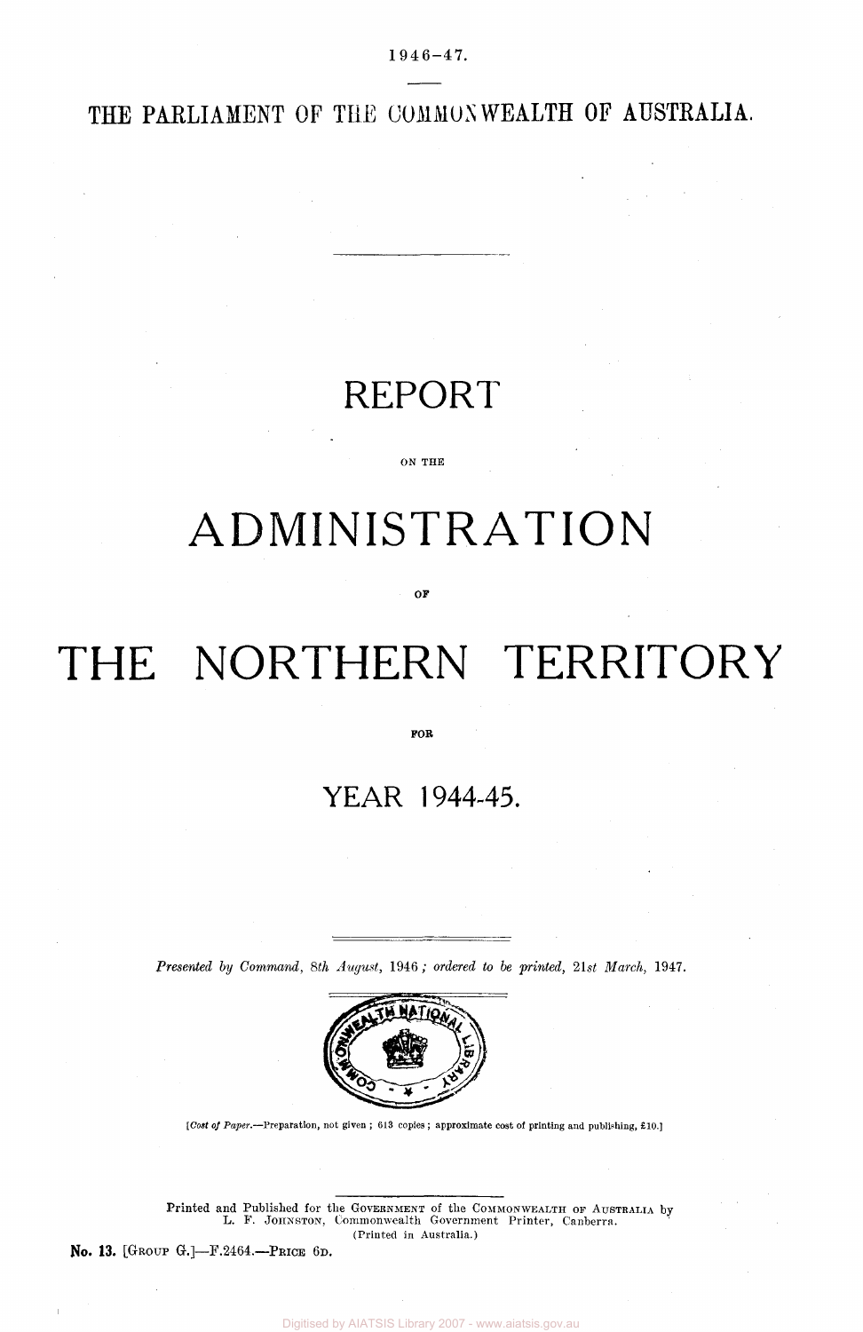1946-47.

THE PARLIAMENT OF THE COMMONWEALTH OF AUSTRALIA.

# REPORT

ON THE

# ADMINISTRATION

OF

# THE NORTHERN TERRITORY

FOR

## YEAR 1944-45.

*Presented by Command, 8th August, 1946; ordered to be printed, 21st March, 1947.*

[*Cost of Paper.*—Preparation, not given; 613 copies; approximate cost of printing and publishing, £10.]

Printed and Published for the GOVERNMENT of the COMMONWEALTH OF AUSTRALIA by L. F. JOHNSTON, Commonwealth Government Printer, Canberra.
(Printed in Australia.)

**No. 13.** [GROUP G.]—F.2464.—PRICE 6D.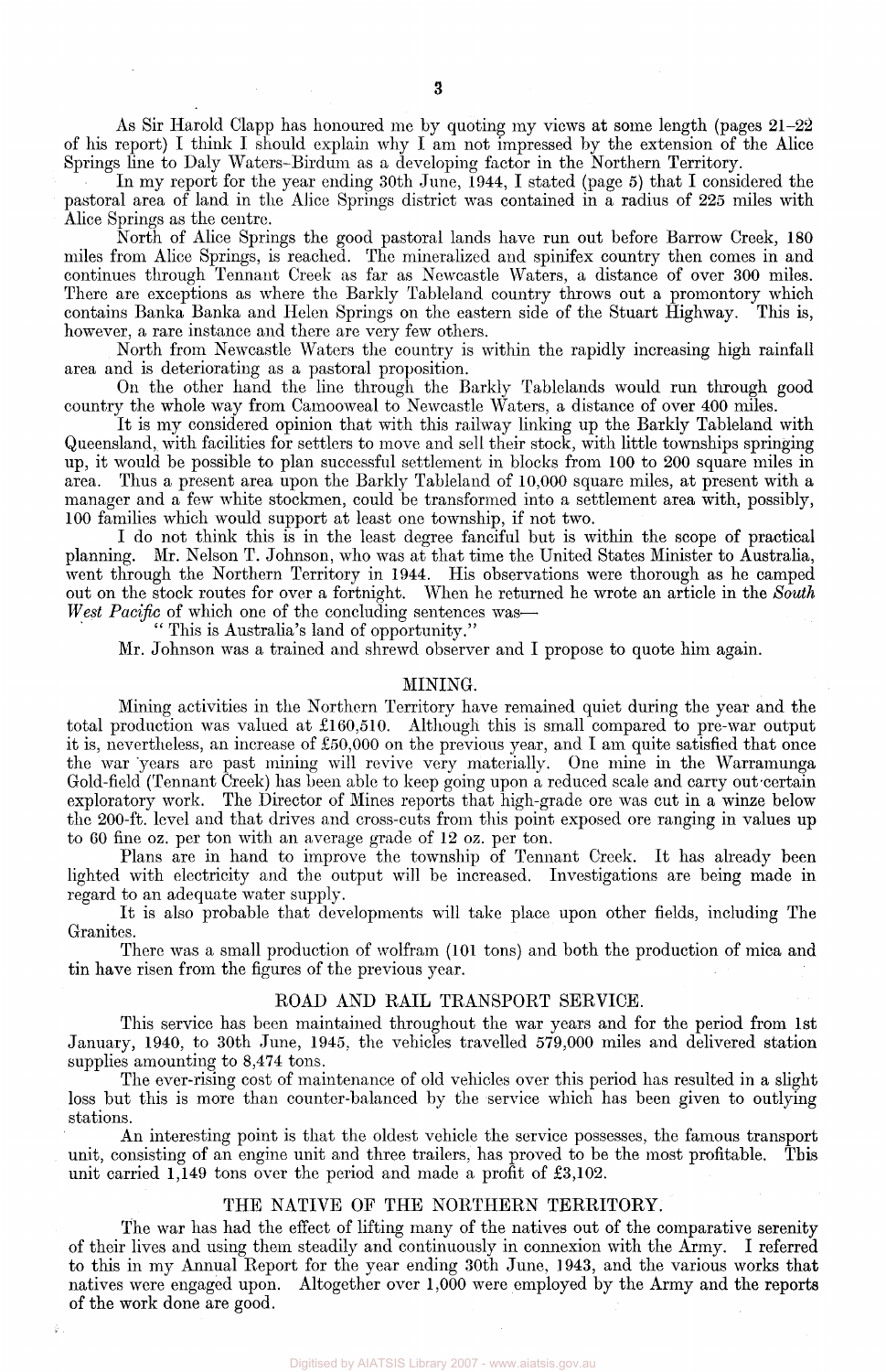As Sir Harold Clapp has honoured me by quoting my views at some length (pages 21–22 of his report) I think I should explain why I am not impressed by the extension of the Alice Springs line to Daly Waters-Birdum as a developing factor in the Northern Territory.

In my report for the year ending 30th June, 1944, I stated (page 5) that I considered the pastoral area of land in the Alice Springs district was contained in a radius of 225 miles with Alice Springs as the centre.

North of Alice Springs the good pastoral lands have run out before Barrow Creek, 180 miles from Alice Springs, is reached. The mineralized and spinifex country then comes in and continues through Tennant Creek as far as Newcastle Waters, a distance of over 300 miles. There are exceptions as where the Barkly Tableland country throws out a promontory which contains Banka Banka and Helen Springs on the eastern side of the Stuart Highway. This is, however, a rare instance and there are very few others.

North from Newcastle Waters the country is within the rapidly increasing high rainfall area and is deteriorating as a pastoral proposition.

On the other hand the line through the Barkly Tablelands would run through good country the whole way from Camooweal to Newcastle Waters, a distance of over 400 miles.

It is my considered opinion that with this railway linking up the Barkly Tableland with Queensland, with facilities for settlers to move and sell their stock, with little townships springing up, it would be possible to plan successful settlement in blocks from 100 to 200 square miles in area. Thus a present area upon the Barkly Tableland of 10,000 square miles, at present with a manager and a few white stockmen, could be transformed into a settlement area with, possibly, 100 families which would support at least one township, if not two.

I do not think this is in the least degree fanciful but is within the scope of practical planning. Mr. Nelson T. Johnson, who was at that time the United States Minister to Australia, went through the Northern Territory in 1944. His observations were thorough as he camped out on the stock routes for over a fortnight. When he returned he wrote an article in the *South West Pacific* of which one of the concluding sentences was—

"This is Australia's land of opportunity."

Mr. Johnson was a trained and shrewd observer and I propose to quote him again.

## MINING.

Mining activities in the Northern Territory have remained quiet during the year and the total production was valued at £160,510. Although this is small compared to pre-war output it is, nevertheless, an increase of £50,000 on the previous year, and I am quite satisfied that once the war years are past mining will revive very materially. One mine in the Warramunga Gold-field (Tennant Creek) has been able to keep going upon a reduced scale and carry out certain exploratory work. The Director of Mines reports that high-grade ore was cut in a winze below the 200-ft. level and that drives and cross-cuts from this point exposed ore ranging in values up to 60 fine oz. per ton with an average grade of 12 oz. per ton.

Plans are in hand to improve the township of Tennant Creek. It has already been lighted with electricity and the output will be increased. Investigations are being made in regard to an adequate water supply.

It is also probable that developments will take place upon other fields, including The Granites.

There was a small production of wolfram (101 tons) and both the production of mica and tin have risen from the figures of the previous year.

## ROAD AND RAIL TRANSPORT SERVICE.

This service has been maintained throughout the war years and for the period from 1st January, 1940, to 30th June, 1945, the vehicles travelled 579,000 miles and delivered station supplies amounting to 8,474 tons.

The ever-rising cost of maintenance of old vehicles over this period has resulted in a slight loss but this is more than counter-balanced by the service which has been given to outlying stations.

An interesting point is that the oldest vehicle the service possesses, the famous transport unit, consisting of an engine unit and three trailers, has proved to be the most profitable. This unit carried 1,149 tons over the period and made a profit of £3,102.

## THE NATIVE OF THE NORTHERN TERRITORY.

The war has had the effect of lifting many of the natives out of the comparative serenity of their lives and using them steadily and continuously in connexion with the Army. I referred to this in my Annual Report for the year ending 30th June, 1943, and the various works that natives were engaged upon. Altogether over 1,000 were employed by the Army and the reports of the work done are good.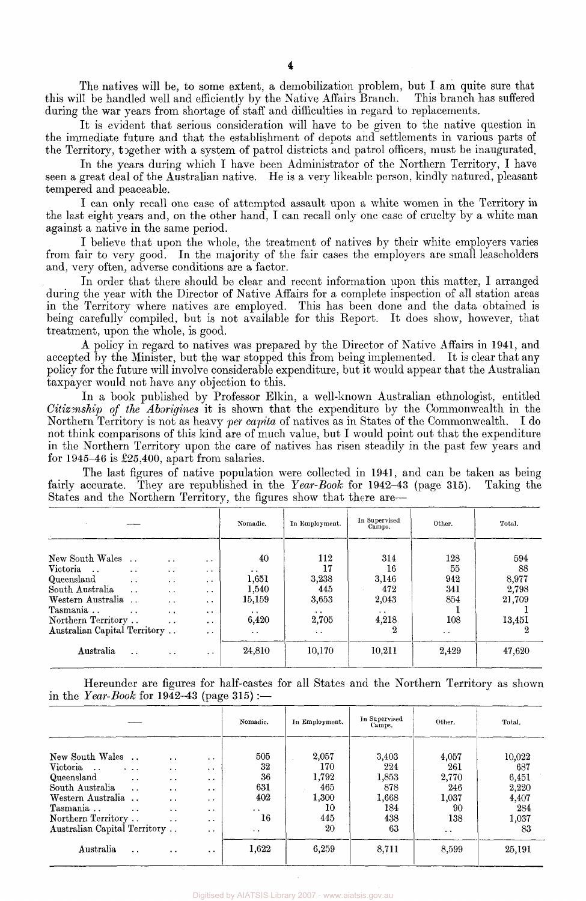The natives will be, to some extent, a demobilization problem, but I am quite sure that this will be handled well and efficiently by the Native Affairs Branch. This branch has suffered during the war years from shortage of staff and difficulties in regard to replacements.

It is evident that serious consideration will have to be given to the native question in the immediate future and that the establishment of depots and settlements in various parts of the Territory, together with a system of patrol districts and patrol officers, must be inaugurated.

In the years during which I have been Administrator of the Northern Territory, I have seen a great deal of the Australian native. He is a very likeable person, kindly natured, pleasant tempered and peaceable.

I can only recall one case of attempted assault upon a white women in the Territory in the last eight years and, on the other hand, I can recall only one case of cruelty by a white man against a native in the same period.

I believe that upon the whole, the treatment of natives by their white employers varies from fair to very good. In the majority of the fair cases the employers are small leaseholders and, very often, adverse conditions are a factor.

In order that there should be clear and recent information upon this matter, I arranged during the year with the Director of Native Affairs for a complete inspection of all station areas in the Territory where natives are employed. This has been done and the data obtained is being carefully compiled, but is not available for this Report. It does show, however, that treatment, upon the whole, is good.

A policy in regard to natives was prepared by the Director of Native Affairs in 1941, and accepted by the Minister, but the war stopped this from being implemented. It is clear that any policy for the future will involve considerable expenditure, but it would appear that the Australian taxpayer would not have any objection to this.

In a book published by Professor Elkin, a well-known Australian ethnologist, entitled *Citizenship of the Aborigines* it is shown that the expenditure by the Commonwealth in the Northern Territory is not as heavy *per capita* of natives as in States of the Commonwealth. I do not think comparisons of this kind are of much value, but I would point out that the expenditure in the Northern Territory upon the care of natives has risen steadily in the past few years and for 1945–46 is £25,400, apart from salaries.

The last figures of native population were collected in 1941, and can be taken as being fairly accurate. They are republished in the *Year-Book* for 1942–43 (page 315). Taking the States and the Northern Territory, the figures show that there are—

| — | Nomadic. | In Employment. | In Supervised Camps. | Other. | Total. |
|---|---|---|---|---|---|
| New South Wales | 40 | 112 | 314 | 128 | 594 |
| Victoria | .. | 17 | 16 | 55 | 88 |
| Queensland | 1,651 | 3,238 | 3,146 | 942 | 8,977 |
| South Australia | 1,540 | 445 | 472 | 341 | 2,798 |
| Western Australia | 15,159 | 3,653 | 2,043 | 854 | 21,709 |
| Tasmania | .. | .. | .. | 1 | 1 |
| Northern Territory | 6,420 | 2,705 | 4,218 | 108 | 13,451 |
| Australian Capital Territory | .. | .. | 2 | .. | 2 |
| Australia | 24,810 | 10,170 | 10,211 | 2,429 | 47,620 |

Hereunder are figures for half-castes for all States and the Northern Territory as shown in the *Year-Book* for 1942–43 (page 315):—

| — | Nomadic. | In Employment. | In Supervised Camps. | Other. | Total. |
|---|---|---|---|---|---|
| New South Wales | 505 | 2,057 | 3,403 | 4,057 | 10,022 |
| Victoria | 32 | 170 | 224 | 261 | 687 |
| Queensland | 36 | 1,792 | 1,853 | 2,770 | 6,451 |
| South Australia | 631 | 465 | 878 | 246 | 2,220 |
| Western Australia | 402 | 1,300 | 1,668 | 1,037 | 4,407 |
| Tasmania | .. | 10 | 184 | 90 | 284 |
| Northern Territory | 16 | 445 | 438 | 138 | 1,037 |
| Australian Capital Territory | .. | 20 | 63 | .. | 83 |
| Australia | 1,622 | 6,259 | 8,711 | 8,599 | 25,191 |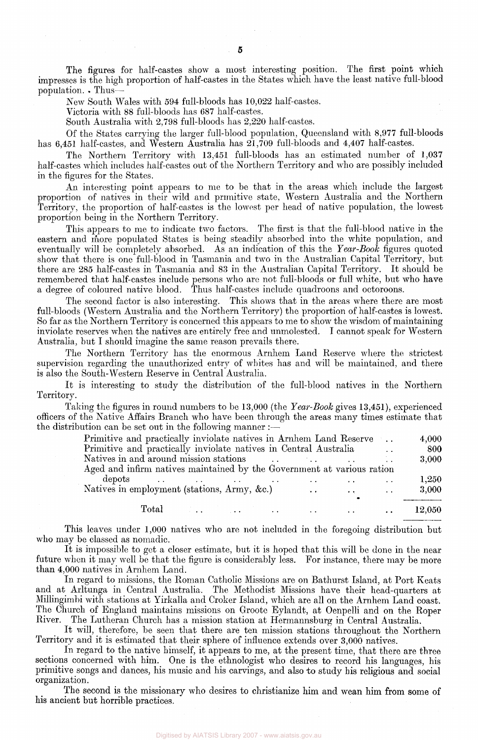The figures for half-castes show a most interesting position. The first point which impresses is the high proportion of half-castes in the States which have the least native full-blood population. Thus—

New South Wales with 594 full-bloods has 10,022 half-castes.

Victoria with 88 full-bloods has 687 half-castes.

South Australia with 2,798 full-bloods has 2,220 half-castes.

Of the States carrying the larger full-blood population, Queensland with 8,977 full-bloods has 6,451 half-castes, and Western Australia has 21,709 full-bloods and 4,407 half-castes.

The Northern Territory with 13,451 full-bloods has an estimated number of 1,037 half-castes which includes half-castes out of the Northern Territory and who are possibly included in the figures for the States.

An interesting point appears to me to be that in the areas which include the largest proportion of natives in their wild and primitive state, Western Australia and the Northern Territory, the proportion of half-castes is the lowest per head of native population, the lowest proportion being in the Northern Territory.

This appears to me to indicate two factors. The first is that the full-blood native in the eastern and more populated States is being steadily absorbed into the white population, and eventually will be completely absorbed. As an indication of this the *Year-Book* figures quoted show that there is one full-blood in Tasmania and two in the Australian Capital Territory, but there are 285 half-castes in Tasmania and 83 in the Australian Capital Territory. It should be remembered that half-castes include persons who are not full-bloods or full white, but who have a degree of coloured native blood. Thus half-castes include quadroons and octoroons.

The second factor is also interesting. This shows that in the areas where there are most full-bloods (Western Australia and the Northern Territory) the proportion of half-castes is lowest. So far as the Northern Territory is concerned this appears to me to show the wisdom of maintaining inviolate reserves when the natives are entirely free and unmolested. I cannot speak for Western Australia, but I should imagine the same reason prevails there.

The Northern Territory has the enormous Arnhem Land Reserve where the strictest supervision regarding the unauthorized entry of whites has and will be maintained, and there is also the South-Western Reserve in Central Australia.

It is interesting to study the distribution of the full-blood natives in the Northern Territory.

Taking the figures in round numbers to be 13,000 (the *Year-Book* gives 13,451), experienced officers of the Native Affairs Branch who have been through the areas many times estimate that the distribution can be set out in the following manner:—

| | |
|---|---|
| Primitive and practically inviolate natives in Arnhem Land Reserve | 4,000 |
| Primitive and practically inviolate natives in Central Australia | 800 |
| Natives in and around mission stations | 3,000 |
| Aged and infirm natives maintained by the Government at various ration depots | 1,250 |
| Natives in employment (stations, Army, &c.) | 3,000 |
| Total | 12,050 |

This leaves under 1,000 natives who are not included in the foregoing distribution but who may be classed as nomadic.

It is impossible to get a closer estimate, but it is hoped that this will be done in the near future when it may well be that the figure is considerably less. For instance, there may be more than 4,000 natives in Arnhem Land.

In regard to missions, the Roman Catholic Missions are on Bathurst Island, at Port Keats and at Arltunga in Central Australia. The Methodist Missions have their head-quarters at Millingimbi with stations at Yirkalla and Croker Island, which are all on the Arnhem Land coast. The Church of England maintains missions on Groote Eylandt, at Oenpelli and on the Roper River. The Lutheran Church has a mission station at Hermannsburg in Central Australia.

It will, therefore, be seen that there are ten mission stations throughout the Northern Territory and it is estimated that their sphere of influence extends over 3,000 natives.

In regard to the native himself, it appears to me, at the present time, that there are three sections concerned with him. One is the ethnologist who desires to record his languages, his primitive songs and dances, his music and his carvings, and also to study his religious and social organization.

The second is the missionary who desires to christianize him and wean him from some of his ancient but horrible practices.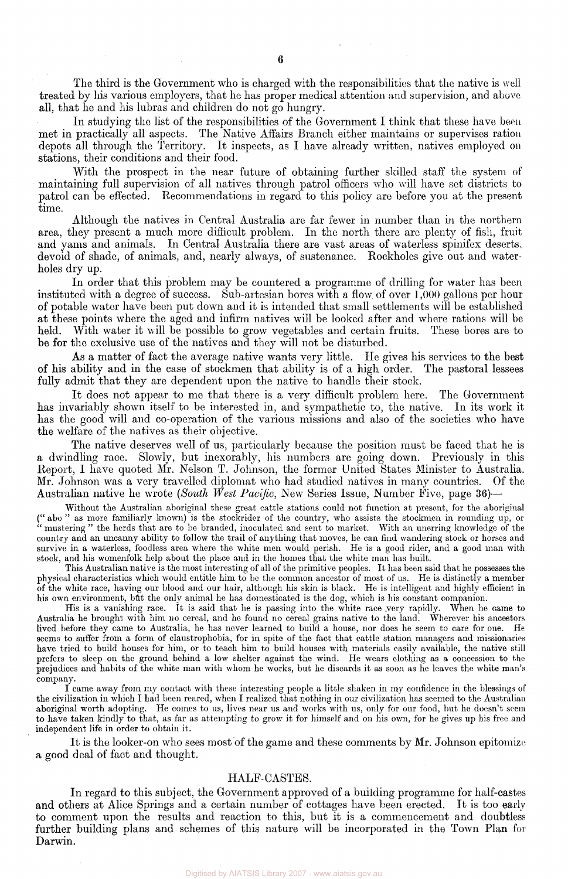The third is the Government who is charged with the responsibilities that the native is well treated by his various employers, that he has proper medical attention and supervision, and above all, that he and his lubras and children do not go hungry.

In studying the list of the responsibilities of the Government I think that these have been met in practically all aspects. The Native Affairs Branch either maintains or supervises ration depots all through the Territory. It inspects, as I have already written, natives employed on stations, their conditions and their food.

With the prospect in the near future of obtaining further skilled staff the system of maintaining full supervision of all natives through patrol officers who will have set districts to patrol can be effected. Recommendations in regard to this policy are before you at the present time.

Although the natives in Central Australia are far fewer in number than in the northern area, they present a much more difficult problem. In the north there are plenty of fish, fruit and yams and animals. In Central Australia there are vast areas of waterless spinifex deserts, devoid of shade, of animals, and, nearly always, of sustenance. Rockholes give out and water-holes dry up.

In order that this problem may be countered a programme of drilling for water has been instituted with a degree of success. Sub-artesian bores with a flow of over 1,000 gallons per hour of potable water have been put down and it is intended that small settlements will be established at these points where the aged and infirm natives will be looked after and where rations will be held. With water it will be possible to grow vegetables and certain fruits. These bores are to be for the exclusive use of the natives and they will not be disturbed.

As a matter of fact the average native wants very little. He gives his services to the best of his ability and in the case of stockmen that ability is of a high order. The pastoral lessees fully admit that they are dependent upon the native to handle their stock.

It does not appear to me that there is a very difficult problem here. The Government has invariably shown itself to be interested in, and sympathetic to, the native. In its work it has the good will and co-operation of the various missions and also of the societies who have the welfare of the natives as their objective.

The native deserves well of us, particularly because the position must be faced that he is a dwindling race. Slowly, but inexorably, his numbers are going down. Previously in this Report, I have quoted Mr. Nelson T. Johnson, the former United States Minister to Australia. Mr. Johnson was a very travelled diplomat who had studied natives in many countries. Of the Australian native he wrote (*South West Pacific*, New Series Issue, Number Five, page 36)—

> Without the Australian aboriginal these great cattle stations could not function at present, for the aboriginal (" abo " as more familiarly known) is the stockrider of the country, who assists the stockmen in rounding up, or " mustering " the herds that are to be branded, inoculated and sent to market. With an unerring knowledge of the country and an uncanny ability to follow the trail of anything that moves, he can find wandering stock or horses and survive in a waterless, foodless area where the white men would perish. He is a good rider, and a good man with stock, and his womenfolk help about the place and in the homes that the white man has built.
>
> This Australian native is the most interesting of all of the primitive peoples. It has been said that he possesses the physical characteristics which would entitle him to be the common ancestor of most of us. He is distinctly a member of the white race, having our blood and our hair, although his skin is black. He is intelligent and highly efficient in his own environment, but the only animal he has domesticated is the dog, which is his constant companion.
>
> His is a vanishing race. It is said that he is passing into the white race very rapidly. When he came to Australia he brought with him no cereal, and he found no cereal grains native to the land. Wherever his ancestors lived before they came to Australia, he has never learned to build a house, nor does he seem to care for one. He seems to suffer from a form of claustrophobia, for in spite of the fact that cattle station managers and missionaries have tried to build houses for him, or to teach him to build houses with materials easily available, the native still prefers to sleep on the ground behind a low shelter against the wind. He wears clothing as a concession to the prejudices and habits of the white man with whom he works, but he discards it as soon as he leaves the white man's company.
>
> I came away from my contact with these interesting people a little shaken in my confidence in the blessings of the civilization in which I had been reared, when I realized that nothing in our civilization has seemed to the Australian aboriginal worth adopting. He comes to us, lives near us and works with us, only for our food, but he doesn't seem to have taken kindly to that, as far as attempting to grow it for himself and on his own, for he gives up his free and independent life in order to obtain it.

It is the looker-on who sees most of the game and these comments by Mr. Johnson epitomize a good deal of fact and thought.

## HALF-CASTES.

In regard to this subject, the Government approved of a building programme for half-castes and others at Alice Springs and a certain number of cottages have been erected. It is too early to comment upon the results and reaction to this, but it is a commencement and doubtless further building plans and schemes of this nature will be incorporated in the Town Plan for Darwin.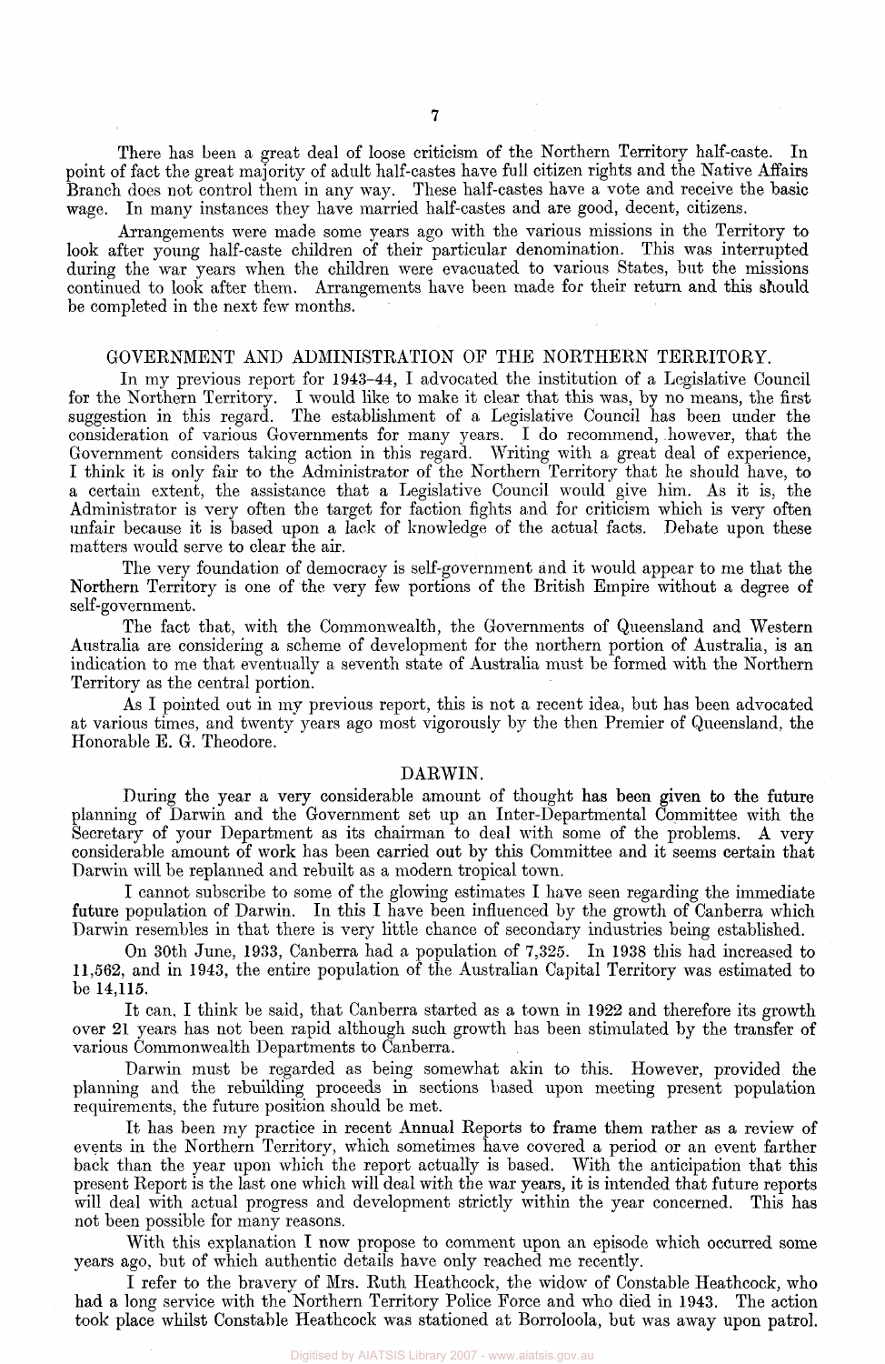There has been a great deal of loose criticism of the Northern Territory half-caste. In point of fact the great majority of adult half-castes have full citizen rights and the Native Affairs Branch does not control them in any way. These half-castes have a vote and receive the basic wage. In many instances they have married half-castes and are good, decent, citizens.

Arrangements were made some years ago with the various missions in the Territory to look after young half-caste children of their particular denomination. This was interrupted during the war years when the children were evacuated to various States, but the missions continued to look after them. Arrangements have been made for their return and this should be completed in the next few months.

## GOVERNMENT AND ADMINISTRATION OF THE NORTHERN TERRITORY.

In my previous report for 1943–44, I advocated the institution of a Legislative Council for the Northern Territory. I would like to make it clear that this was, by no means, the first suggestion in this regard. The establishment of a Legislative Council has been under the consideration of various Governments for many years. I do recommend, however, that the Government considers taking action in this regard. Writing with a great deal of experience, I think it is only fair to the Administrator of the Northern Territory that he should have, to a certain extent, the assistance that a Legislative Council would give him. As it is, the Administrator is very often the target for faction fights and for criticism which is very often unfair because it is based upon a lack of knowledge of the actual facts. Debate upon these matters would serve to clear the air.

The very foundation of democracy is self-government and it would appear to me that the Northern Territory is one of the very few portions of the British Empire without a degree of self-government.

The fact that, with the Commonwealth, the Governments of Queensland and Western Australia are considering a scheme of development for the northern portion of Australia, is an indication to me that eventually a seventh state of Australia must be formed with the Northern Territory as the central portion.

As I pointed out in my previous report, this is not a recent idea, but has been advocated at various times, and twenty years ago most vigorously by the then Premier of Queensland, the Honorable E. G. Theodore.

## DARWIN.

During the year a very considerable amount of thought has been given to the future planning of Darwin and the Government set up an Inter-Departmental Committee with the Secretary of your Department as its chairman to deal with some of the problems. A very considerable amount of work has been carried out by this Committee and it seems certain that Darwin will be replanned and rebuilt as a modern tropical town.

I cannot subscribe to some of the glowing estimates I have seen regarding the immediate future population of Darwin. In this I have been influenced by the growth of Canberra which Darwin resembles in that there is very little chance of secondary industries being established.

On 30th June, 1933, Canberra had a population of 7,325. In 1938 this had increased to 11,562, and in 1943, the entire population of the Australian Capital Territory was estimated to be 14,115.

It can, I think be said, that Canberra started as a town in 1922 and therefore its growth over 21 years has not been rapid although such growth has been stimulated by the transfer of various Commonwealth Departments to Canberra.

Darwin must be regarded as being somewhat akin to this. However, provided the planning and the rebuilding proceeds in sections based upon meeting present population requirements, the future position should be met.

It has been my practice in recent Annual Reports to frame them rather as a review of events in the Northern Territory, which sometimes have covered a period or an event farther back than the year upon which the report actually is based. With the anticipation that this present Report is the last one which will deal with the war years, it is intended that future reports will deal with actual progress and development strictly within the year concerned. This has not been possible for many reasons.

With this explanation I now propose to comment upon an episode which occurred some years ago, but of which authentic details have only reached me recently.

I refer to the bravery of Mrs. Ruth Heathcock, the widow of Constable Heathcock, who had a long service with the Northern Territory Police Force and who died in 1943. The action took place whilst Constable Heathcock was stationed at Borroloola, but was away upon patrol.